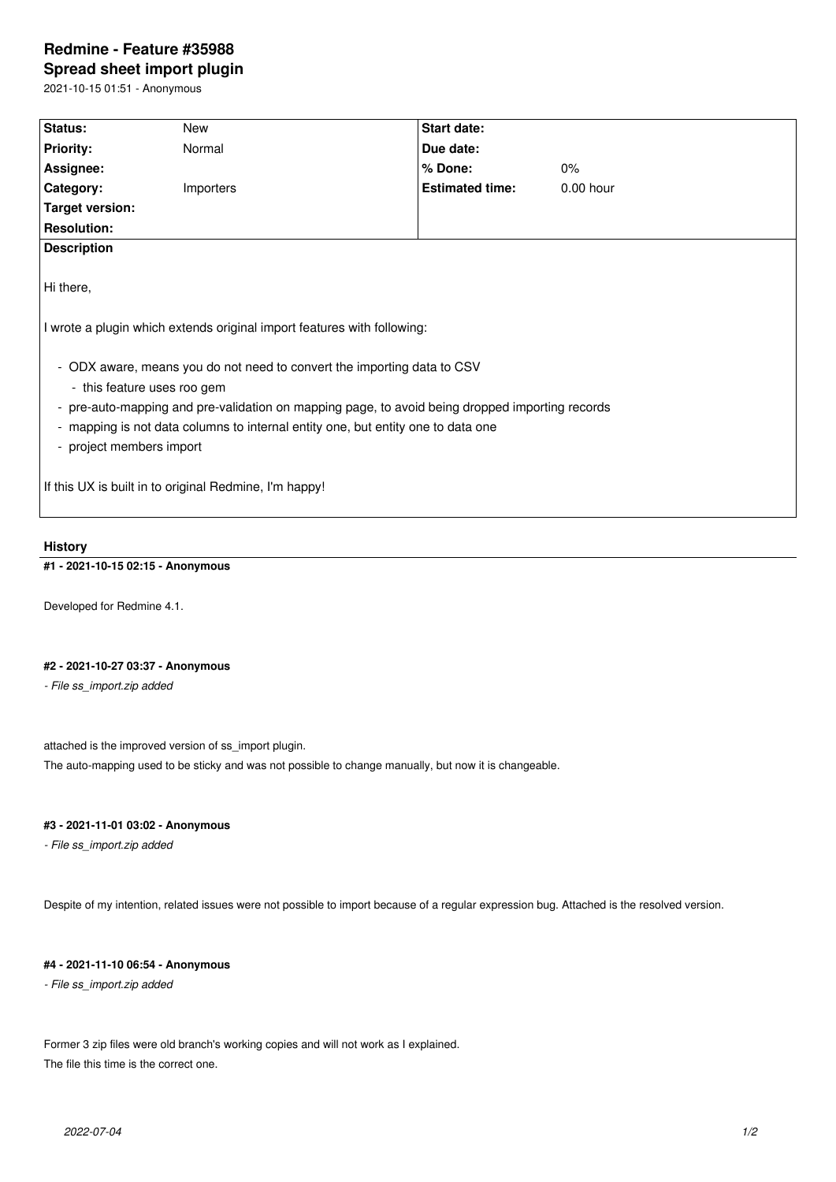# Redmine - Feature #35988

## Spread sheet import plugin

2021-10-15 01:51 - Anonymous

| Status: | New | Start date: | |
|---|---|---|---|
| Priority: | Normal | Due date: | |
| Assignee: | | % Done: | 0% |
| Category: | Importers | Estimated time: | 0.00 hour |
| Target version: | | | |
| Resolution: | | | |

**Description**

Hi there,

I wrote a plugin which extends original import features with following:

- ODX aware, means you do not need to convert the importing data to CSV
  - this feature uses roo gem
- pre-auto-mapping and pre-validation on mapping page, to avoid being dropped importing records
- mapping is not data columns to internal entity one, but entity one to data one
- project members import

If this UX is built in to original Redmine, I'm happy!

### History

#### #1 - 2021-10-15 02:15 - Anonymous

Developed for Redmine 4.1.

#### #2 - 2021-10-27 03:37 - Anonymous

*- File ss_import.zip added*

attached is the improved version of ss_import plugin.
The auto-mapping used to be sticky and was not possible to change manually, but now it is changeable.

#### #3 - 2021-11-01 03:02 - Anonymous

*- File ss_import.zip added*

Despite of my intention, related issues were not possible to import because of a regular expression bug. Attached is the resolved version.

#### #4 - 2021-11-10 06:54 - Anonymous

*- File ss_import.zip added*

Former 3 zip files were old branch's working copies and will not work as I explained.
The file this time is the correct one.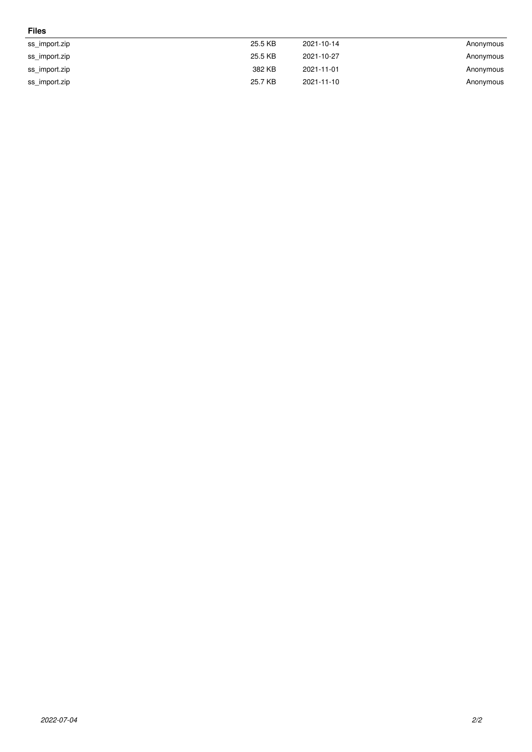**Files**

| | | | |
|---|---|---|---|
| ss_import.zip | 25.5 KB | 2021-10-14 | Anonymous |
| ss_import.zip | 25.5 KB | 2021-10-27 | Anonymous |
| ss_import.zip | 382 KB | 2021-11-01 | Anonymous |
| ss_import.zip | 25.7 KB | 2021-11-10 | Anonymous |